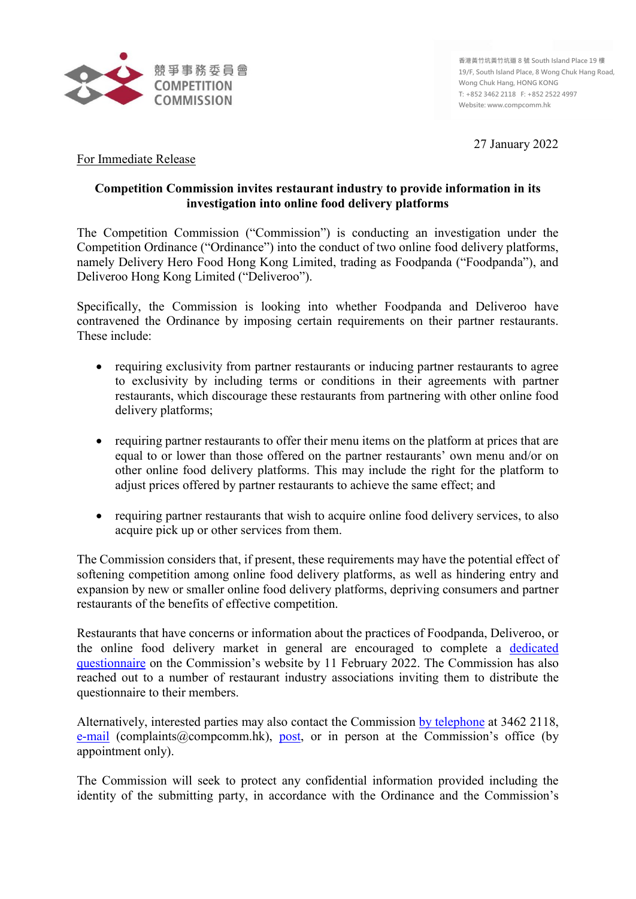競爭事務委員會
COMPETITION
COMMISSION

香港黃竹坑黃竹坑道 8 號 South Island Place 19 樓
19/F, South Island Place, 8 Wong Chuk Hang Road,
Wong Chuk Hang, HONG KONG
T: +852 3462 2118 F: +852 2522 4997
Website: www.compcomm.hk

27 January 2022

For Immediate Release

**Competition Commission invites restaurant industry to provide information in its investigation into online food delivery platforms**

The Competition Commission ("Commission") is conducting an investigation under the Competition Ordinance ("Ordinance") into the conduct of two online food delivery platforms, namely Delivery Hero Food Hong Kong Limited, trading as Foodpanda ("Foodpanda"), and Deliveroo Hong Kong Limited ("Deliveroo").

Specifically, the Commission is looking into whether Foodpanda and Deliveroo have contravened the Ordinance by imposing certain requirements on their partner restaurants. These include:

- requiring exclusivity from partner restaurants or inducing partner restaurants to agree to exclusivity by including terms or conditions in their agreements with partner restaurants, which discourage these restaurants from partnering with other online food delivery platforms;
- requiring partner restaurants to offer their menu items on the platform at prices that are equal to or lower than those offered on the partner restaurants' own menu and/or on other online food delivery platforms. This may include the right for the platform to adjust prices offered by partner restaurants to achieve the same effect; and
- requiring partner restaurants that wish to acquire online food delivery services, to also acquire pick up or other services from them.

The Commission considers that, if present, these requirements may have the potential effect of softening competition among online food delivery platforms, as well as hindering entry and expansion by new or smaller online food delivery platforms, depriving consumers and partner restaurants of the benefits of effective competition.

Restaurants that have concerns or information about the practices of Foodpanda, Deliveroo, or the online food delivery market in general are encouraged to complete a dedicated questionnaire on the Commission's website by 11 February 2022. The Commission has also reached out to a number of restaurant industry associations inviting them to distribute the questionnaire to their members.

Alternatively, interested parties may also contact the Commission by telephone at 3462 2118, e-mail (complaints@compcomm.hk), post, or in person at the Commission's office (by appointment only).

The Commission will seek to protect any confidential information provided including the identity of the submitting party, in accordance with the Ordinance and the Commission's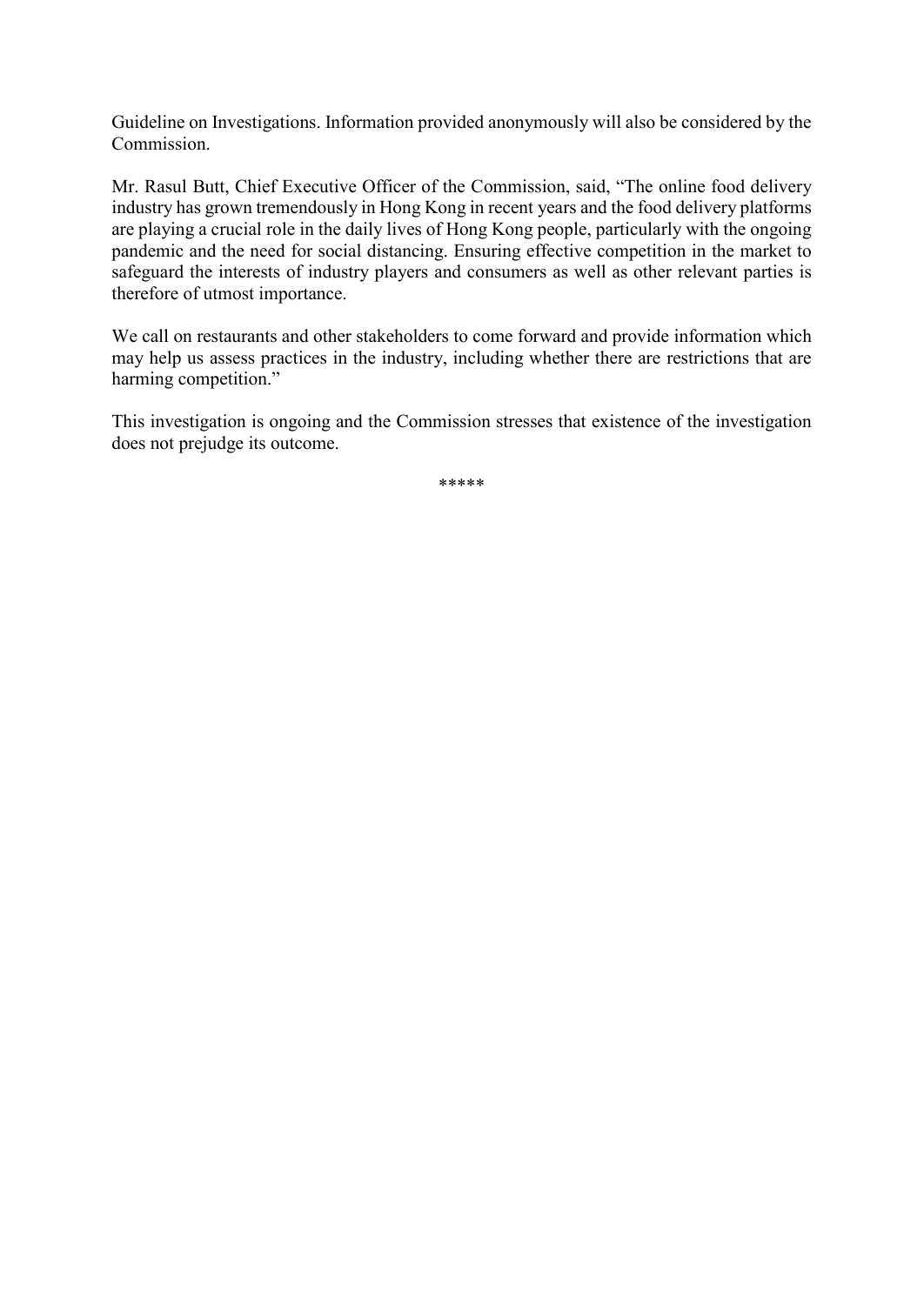Guideline on Investigations. Information provided anonymously will also be considered by the Commission.

Mr. Rasul Butt, Chief Executive Officer of the Commission, said, "The online food delivery industry has grown tremendously in Hong Kong in recent years and the food delivery platforms are playing a crucial role in the daily lives of Hong Kong people, particularly with the ongoing pandemic and the need for social distancing. Ensuring effective competition in the market to safeguard the interests of industry players and consumers as well as other relevant parties is therefore of utmost importance.

We call on restaurants and other stakeholders to come forward and provide information which may help us assess practices in the industry, including whether there are restrictions that are harming competition."

This investigation is ongoing and the Commission stresses that existence of the investigation does not prejudge its outcome.

*****